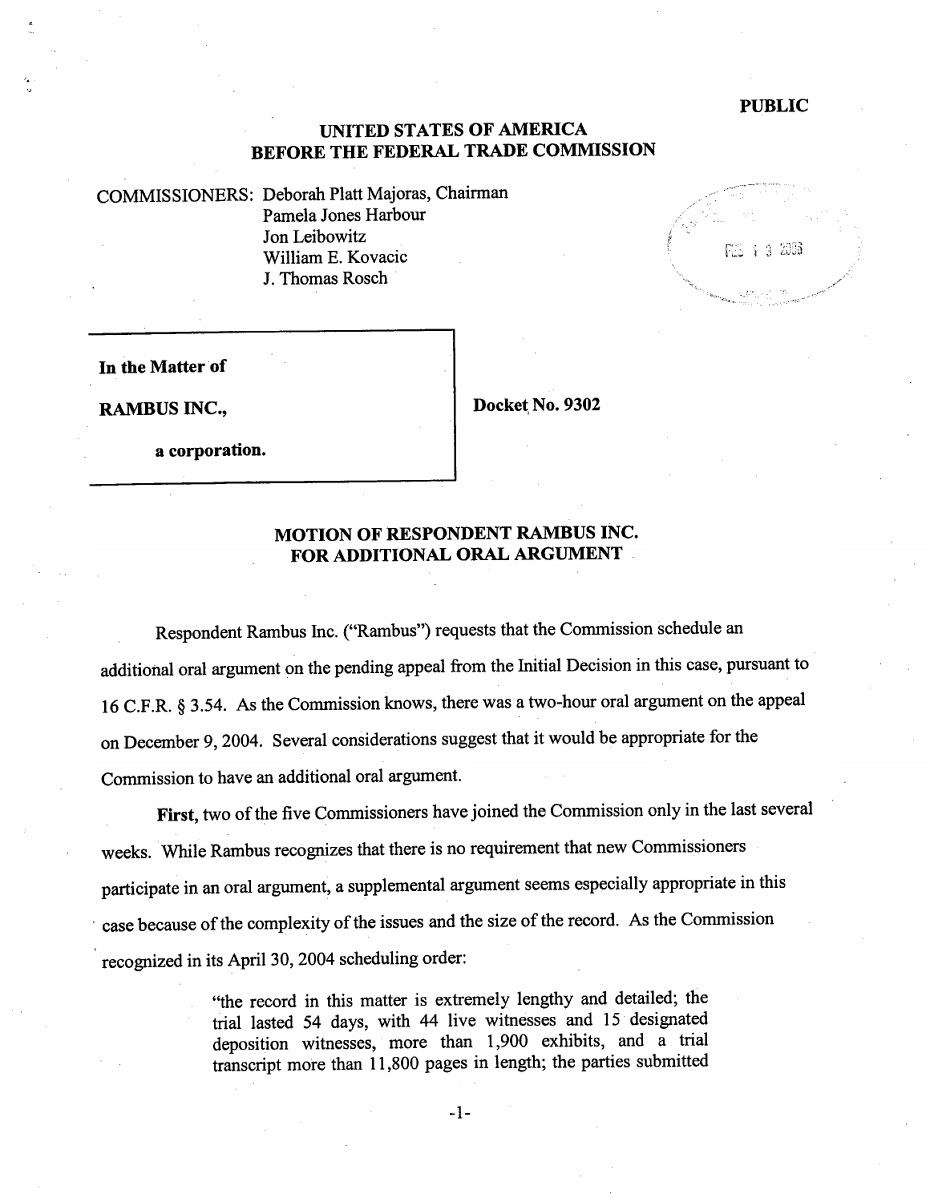**PUBLIC**

**UNITED STATES OF AMERICA**
**BEFORE THE FEDERAL TRADE COMMISSION**

COMMISSIONERS: Deborah Platt Majoras, Chairman
Pamela Jones Harbour
Jon Leibowitz
William E. Kovacic
J. Thomas Rosch

**In the Matter of**

**RAMBUS INC.,**

**a corporation.**

**Docket No. 9302**

## MOTION OF RESPONDENT RAMBUS INC. FOR ADDITIONAL ORAL ARGUMENT

Respondent Rambus Inc. ("Rambus") requests that the Commission schedule an additional oral argument on the pending appeal from the Initial Decision in this case, pursuant to 16 C.F.R. § 3.54. As the Commission knows, there was a two-hour oral argument on the appeal on December 9, 2004. Several considerations suggest that it would be appropriate for the Commission to have an additional oral argument.

**First**, two of the five Commissioners have joined the Commission only in the last several weeks. While Rambus recognizes that there is no requirement that new Commissioners participate in an oral argument, a supplemental argument seems especially appropriate in this case because of the complexity of the issues and the size of the record. As the Commission recognized in its April 30, 2004 scheduling order:

> "the record in this matter is extremely lengthy and detailed; the trial lasted 54 days, with 44 live witnesses and 15 designated deposition witnesses, more than 1,900 exhibits, and a trial transcript more than 11,800 pages in length; the parties submitted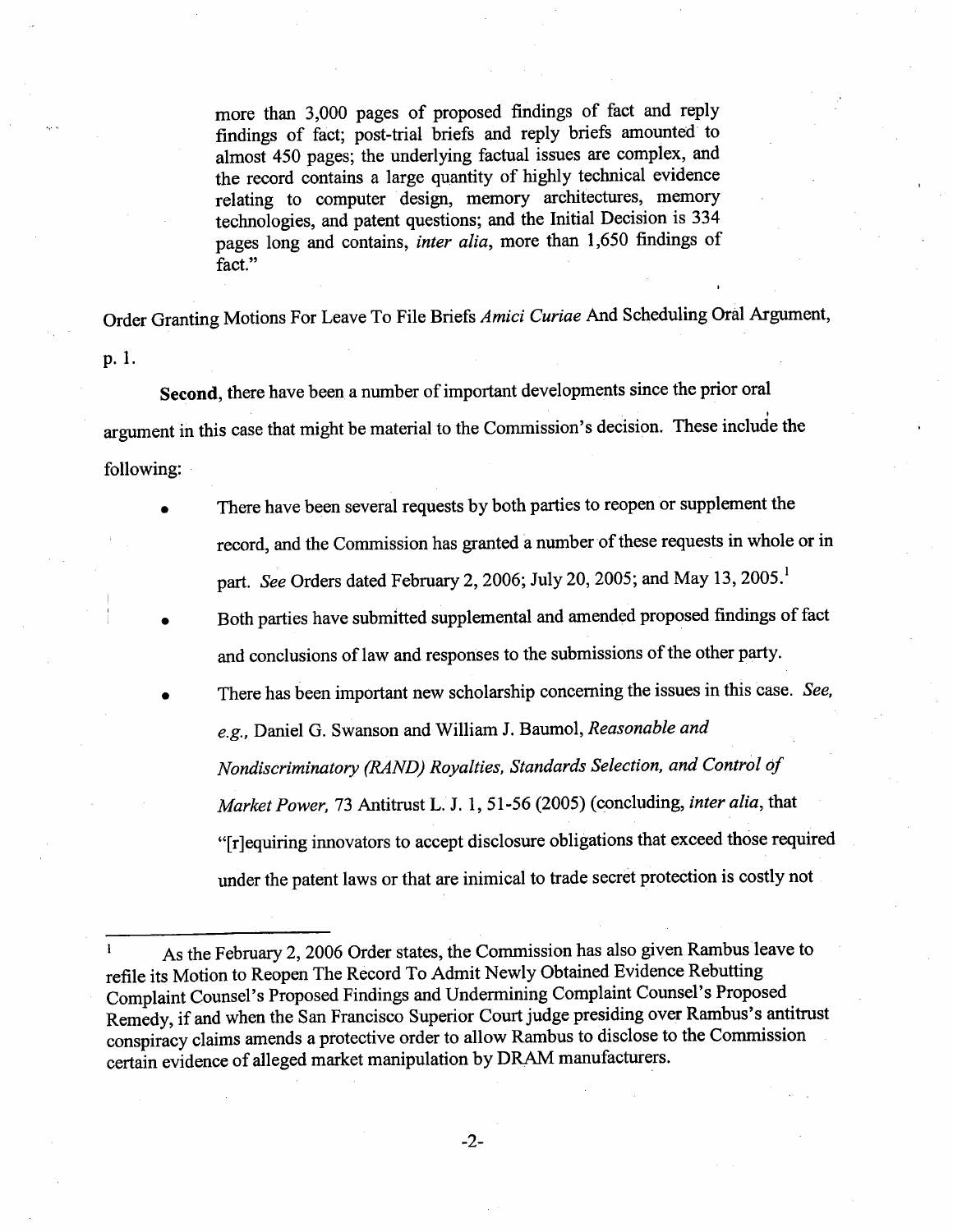> more than 3,000 pages of proposed findings of fact and reply findings of fact; post-trial briefs and reply briefs amounted to almost 450 pages; the underlying factual issues are complex, and the record contains a large quantity of highly technical evidence relating to computer design, memory architectures, memory technologies, and patent questions; and the Initial Decision is 334 pages long and contains, *inter alia*, more than 1,650 findings of fact."

Order Granting Motions For Leave To File Briefs *Amici Curiae* And Scheduling Oral Argument, p. 1.

**Second**, there have been a number of important developments since the prior oral argument in this case that might be material to the Commission's decision. These include the following:

- There have been several requests by both parties to reopen or supplement the record, and the Commission has granted a number of these requests in whole or in part. *See* Orders dated February 2, 2006; July 20, 2005; and May 13, 2005.[1]
- Both parties have submitted supplemental and amended proposed findings of fact and conclusions of law and responses to the submissions of the other party.
- There has been important new scholarship concerning the issues in this case. *See, e.g.*, Daniel G. Swanson and William J. Baumol, *Reasonable and Nondiscriminatory (RAND) Royalties, Standards Selection, and Control of Market Power*, 73 Antitrust L. J. 1, 51-56 (2005) (concluding, *inter alia*, that "[r]equiring innovators to accept disclosure obligations that exceed those required under the patent laws or that are inimical to trade secret protection is costly not

---

[1] As the February 2, 2006 Order states, the Commission has also given Rambus leave to refile its Motion to Reopen The Record To Admit Newly Obtained Evidence Rebutting Complaint Counsel's Proposed Findings and Undermining Complaint Counsel's Proposed Remedy, if and when the San Francisco Superior Court judge presiding over Rambus's antitrust conspiracy claims amends a protective order to allow Rambus to disclose to the Commission certain evidence of alleged market manipulation by DRAM manufacturers.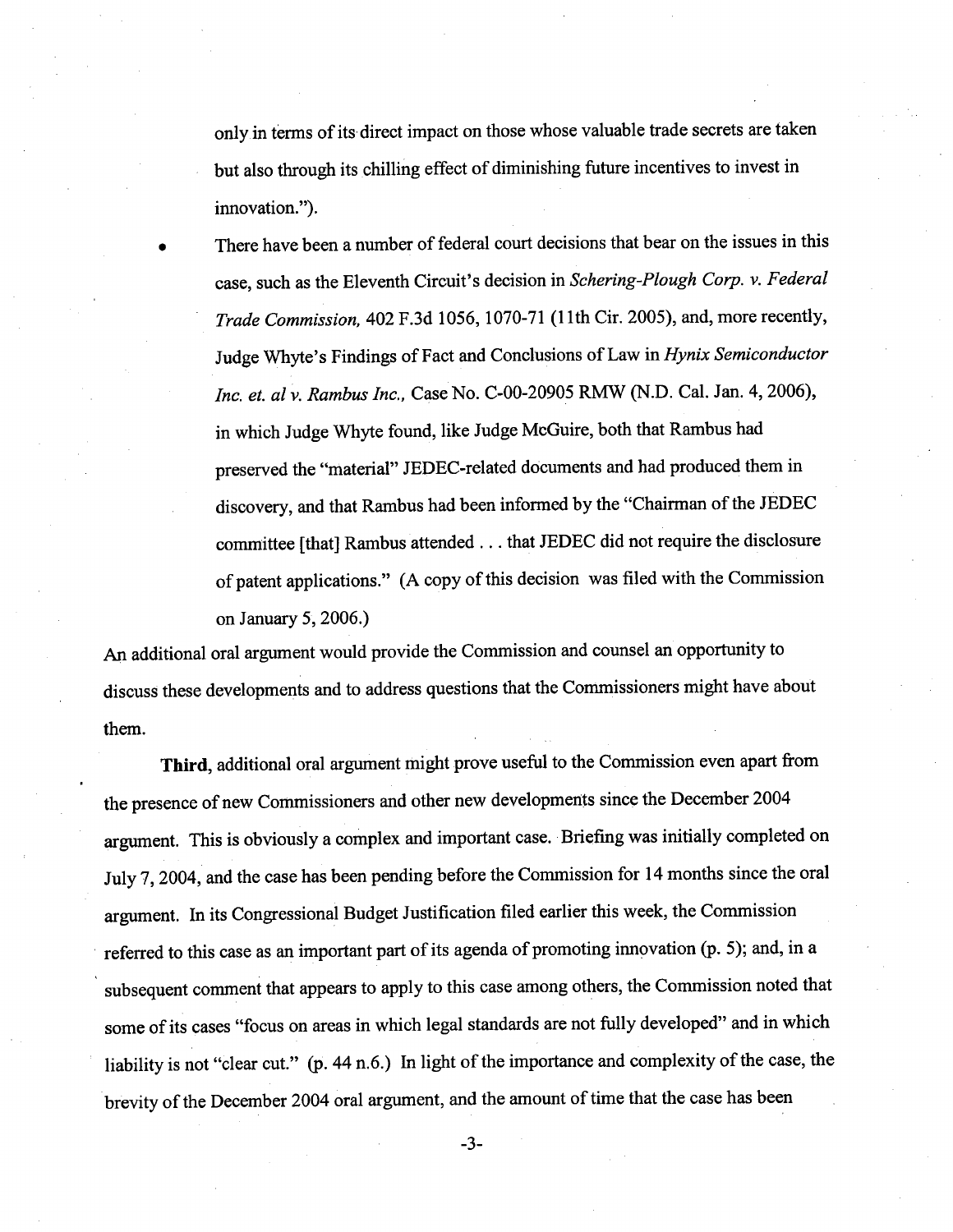only in terms of its direct impact on those whose valuable trade secrets are taken but also through its chilling effect of diminishing future incentives to invest in innovation.").

- There have been a number of federal court decisions that bear on the issues in this case, such as the Eleventh Circuit's decision in *Schering-Plough Corp. v. Federal Trade Commission,* 402 F.3d 1056, 1070-71 (11th Cir. 2005), and, more recently, Judge Whyte's Findings of Fact and Conclusions of Law in *Hynix Semiconductor Inc. et. al v. Rambus Inc.,* Case No. C-00-20905 RMW (N.D. Cal. Jan. 4, 2006), in which Judge Whyte found, like Judge McGuire, both that Rambus had preserved the "material" JEDEC-related documents and had produced them in discovery, and that Rambus had been informed by the "Chairman of the JEDEC committee [that] Rambus attended . . . that JEDEC did not require the disclosure of patent applications." (A copy of this decision was filed with the Commission on January 5, 2006.)

An additional oral argument would provide the Commission and counsel an opportunity to discuss these developments and to address questions that the Commissioners might have about them.

**Third**, additional oral argument might prove useful to the Commission even apart from the presence of new Commissioners and other new developments since the December 2004 argument. This is obviously a complex and important case. Briefing was initially completed on July 7, 2004, and the case has been pending before the Commission for 14 months since the oral argument. In its Congressional Budget Justification filed earlier this week, the Commission referred to this case as an important part of its agenda of promoting innovation (p. 5); and, in a subsequent comment that appears to apply to this case among others, the Commission noted that some of its cases "focus on areas in which legal standards are not fully developed" and in which liability is not "clear cut." (p. 44 n.6.) In light of the importance and complexity of the case, the brevity of the December 2004 oral argument, and the amount of time that the case has been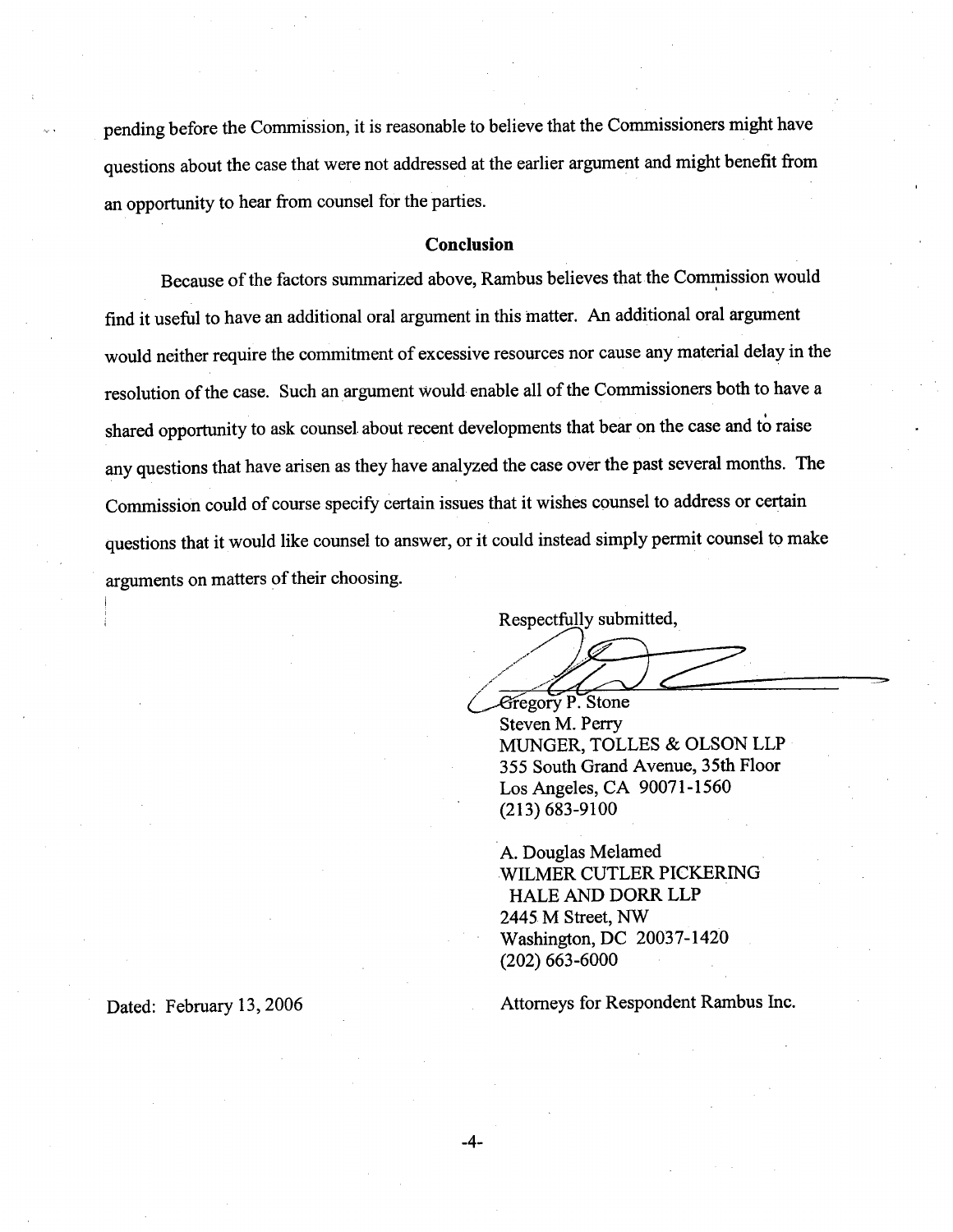pending before the Commission, it is reasonable to believe that the Commissioners might have questions about the case that were not addressed at the earlier argument and might benefit from an opportunity to hear from counsel for the parties.

## Conclusion

Because of the factors summarized above, Rambus believes that the Commission would find it useful to have an additional oral argument in this matter. An additional oral argument would neither require the commitment of excessive resources nor cause any material delay in the resolution of the case. Such an argument would enable all of the Commissioners both to have a shared opportunity to ask counsel about recent developments that bear on the case and to raise any questions that have arisen as they have analyzed the case over the past several months. The Commission could of course specify certain issues that it wishes counsel to address or certain questions that it would like counsel to answer, or it could instead simply permit counsel to make arguments on matters of their choosing.

Respectfully submitted,

Gregory P. Stone
Steven M. Perry
MUNGER, TOLLES & OLSON LLP
355 South Grand Avenue, 35th Floor
Los Angeles, CA 90071-1560
(213) 683-9100

A. Douglas Melamed
WILMER CUTLER PICKERING
HALE AND DORR LLP
2445 M Street, NW
Washington, DC 20037-1420
(202) 663-6000

Dated: February 13, 2006

Attorneys for Respondent Rambus Inc.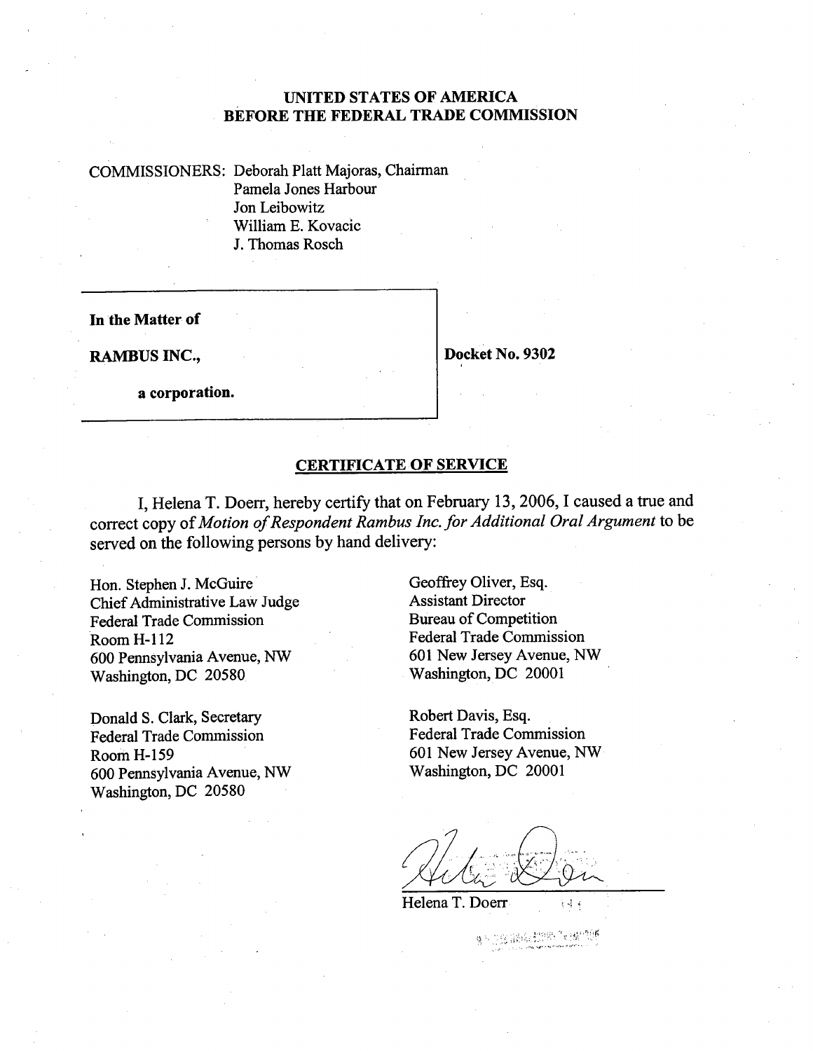**UNITED STATES OF AMERICA**
**BEFORE THE FEDERAL TRADE COMMISSION**

COMMISSIONERS: Deborah Platt Majoras, Chairman
Pamela Jones Harbour
Jon Leibowitz
William E. Kovacic
J. Thomas Rosch

| | |
|---|---|
| **In the Matter of**<br><br>**RAMBUS INC.,**<br><br>**a corporation.** | **Docket No. 9302** |

## CERTIFICATE OF SERVICE

I, Helena T. Doerr, hereby certify that on February 13, 2006, I caused a true and correct copy of *Motion of Respondent Rambus Inc. for Additional Oral Argument* to be served on the following persons by hand delivery:

Hon. Stephen J. McGuire
Chief Administrative Law Judge
Federal Trade Commission
Room H-112
600 Pennsylvania Avenue, NW
Washington, DC 20580

Donald S. Clark, Secretary
Federal Trade Commission
Room H-159
600 Pennsylvania Avenue, NW
Washington, DC 20580

Geoffrey Oliver, Esq.
Assistant Director
Bureau of Competition
Federal Trade Commission
601 New Jersey Avenue, NW
Washington, DC 20001

Robert Davis, Esq.
Federal Trade Commission
601 New Jersey Avenue, NW
Washington, DC 20001

Helena T. Doerr